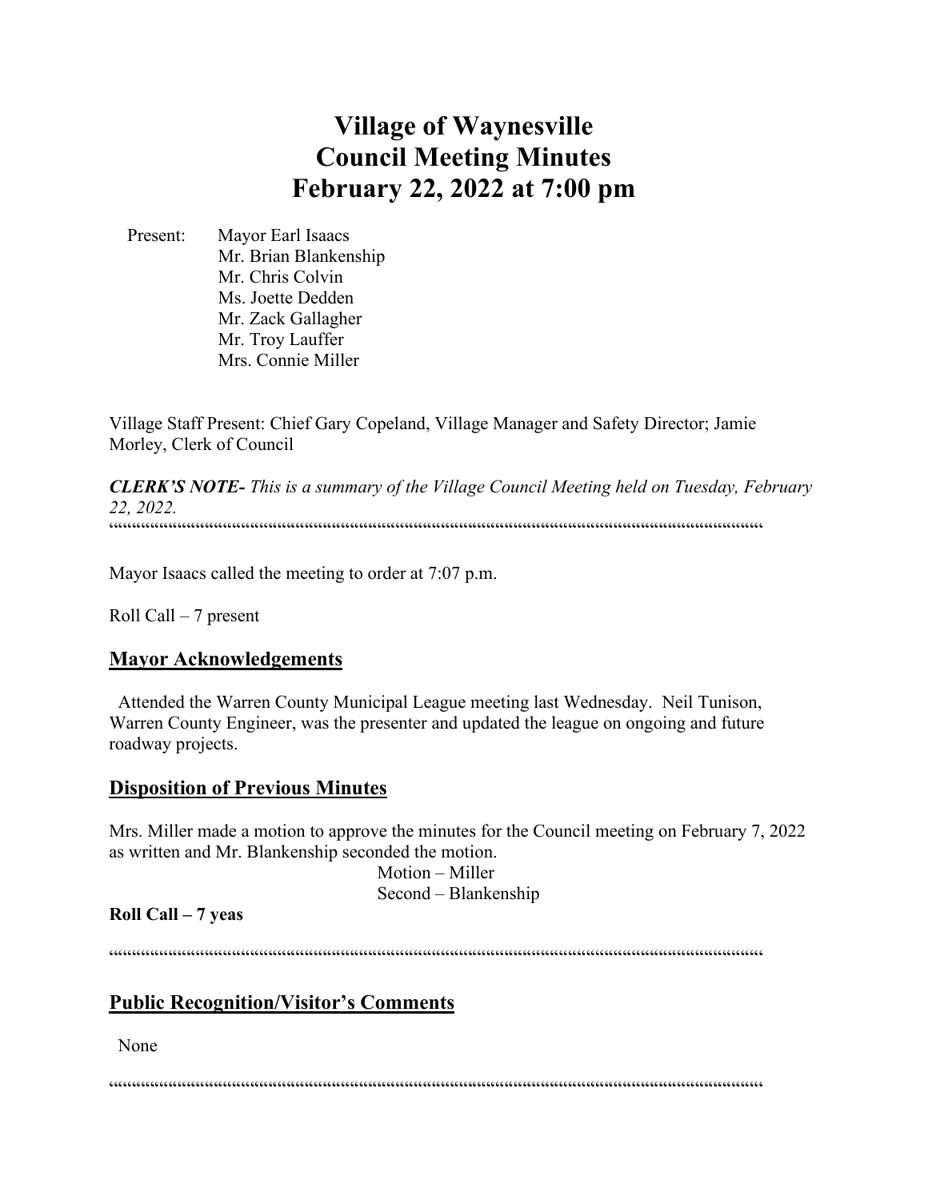# Village of Waynesville
# Council Meeting Minutes
# February 22, 2022 at 7:00 pm

Present: Mayor Earl Isaacs
Mr. Brian Blankenship
Mr. Chris Colvin
Ms. Joette Dedden
Mr. Zack Gallagher
Mr. Troy Lauffer
Mrs. Connie Miller

Village Staff Present: Chief Gary Copeland, Village Manager and Safety Director; Jamie Morley, Clerk of Council

***CLERK'S NOTE-*** *This is a summary of the Village Council Meeting held on Tuesday, February 22, 2022.*

""""""""""""""""""""""""""""""""""""""""""""""""""""""""""""""""""""""""""""""""""""""""

Mayor Isaacs called the meeting to order at 7:07 p.m.

Roll Call – 7 present

## Mayor Acknowledgements

Attended the Warren County Municipal League meeting last Wednesday. Neil Tunison, Warren County Engineer, was the presenter and updated the league on ongoing and future roadway projects.

## Disposition of Previous Minutes

Mrs. Miller made a motion to approve the minutes for the Council meeting on February 7, 2022 as written and Mr. Blankenship seconded the motion.

Motion – Miller
Second – Blankenship

**Roll Call – 7 yeas**

""""""""""""""""""""""""""""""""""""""""""""""""""""""""""""""""""""""""""""""""""""""""

## Public Recognition/Visitor's Comments

None

""""""""""""""""""""""""""""""""""""""""""""""""""""""""""""""""""""""""""""""""""""""""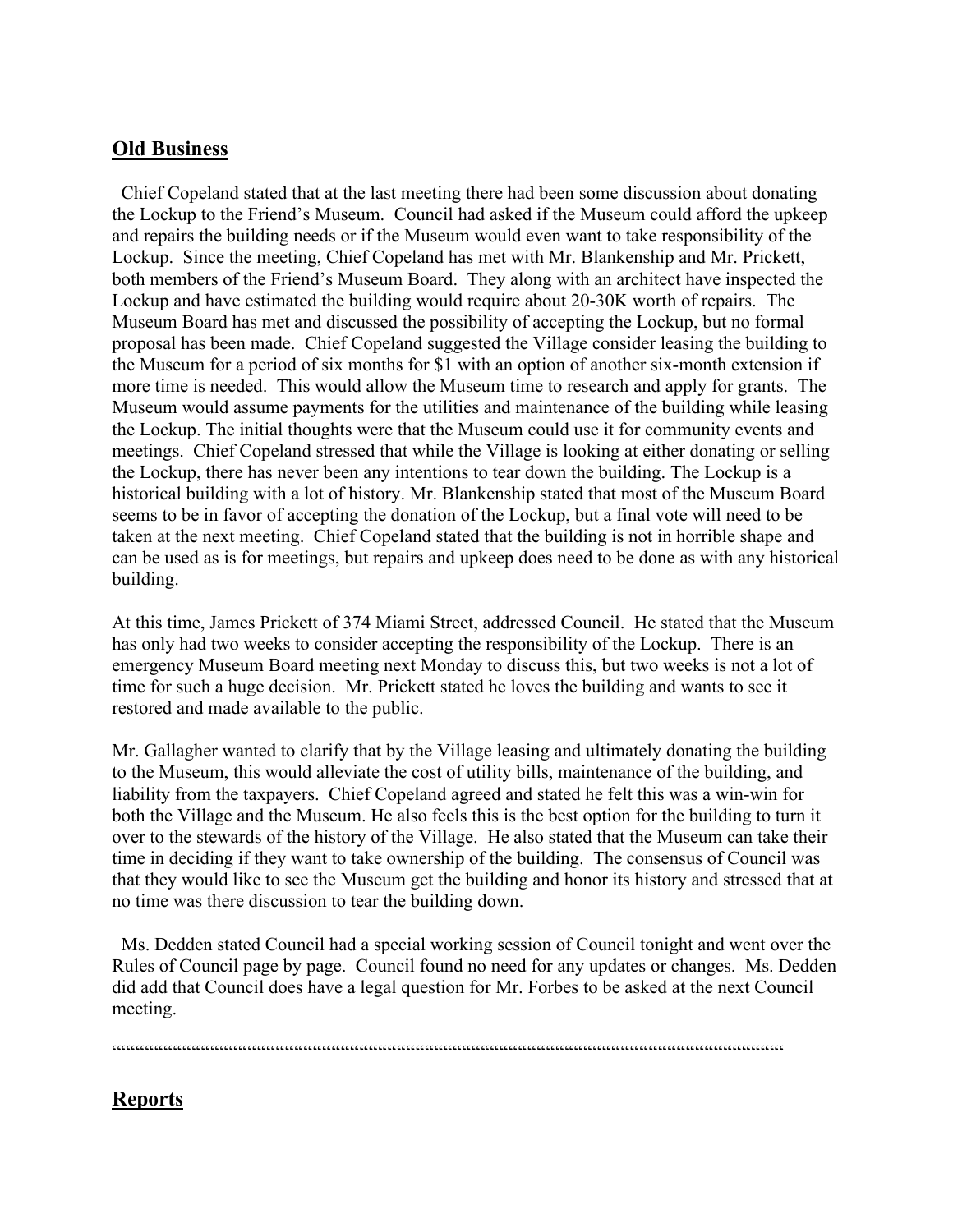## Old Business

Chief Copeland stated that at the last meeting there had been some discussion about donating the Lockup to the Friend's Museum. Council had asked if the Museum could afford the upkeep and repairs the building needs or if the Museum would even want to take responsibility of the Lockup. Since the meeting, Chief Copeland has met with Mr. Blankenship and Mr. Prickett, both members of the Friend's Museum Board. They along with an architect have inspected the Lockup and have estimated the building would require about 20-30K worth of repairs. The Museum Board has met and discussed the possibility of accepting the Lockup, but no formal proposal has been made. Chief Copeland suggested the Village consider leasing the building to the Museum for a period of six months for $1 with an option of another six-month extension if more time is needed. This would allow the Museum time to research and apply for grants. The Museum would assume payments for the utilities and maintenance of the building while leasing the Lockup. The initial thoughts were that the Museum could use it for community events and meetings. Chief Copeland stressed that while the Village is looking at either donating or selling the Lockup, there has never been any intentions to tear down the building. The Lockup is a historical building with a lot of history. Mr. Blankenship stated that most of the Museum Board seems to be in favor of accepting the donation of the Lockup, but a final vote will need to be taken at the next meeting. Chief Copeland stated that the building is not in horrible shape and can be used as is for meetings, but repairs and upkeep does need to be done as with any historical building.

At this time, James Prickett of 374 Miami Street, addressed Council. He stated that the Museum has only had two weeks to consider accepting the responsibility of the Lockup. There is an emergency Museum Board meeting next Monday to discuss this, but two weeks is not a lot of time for such a huge decision. Mr. Prickett stated he loves the building and wants to see it restored and made available to the public.

Mr. Gallagher wanted to clarify that by the Village leasing and ultimately donating the building to the Museum, this would alleviate the cost of utility bills, maintenance of the building, and liability from the taxpayers. Chief Copeland agreed and stated he felt this was a win-win for both the Village and the Museum. He also feels this is the best option for the building to turn it over to the stewards of the history of the Village. He also stated that the Museum can take their time in deciding if they want to take ownership of the building. The consensus of Council was that they would like to see the Museum get the building and honor its history and stressed that at no time was there discussion to tear the building down.

Ms. Dedden stated Council had a special working session of Council tonight and went over the Rules of Council page by page. Council found no need for any updates or changes. Ms. Dedden did add that Council does have a legal question for Mr. Forbes to be asked at the next Council meeting.

""""""""""""""""""""""""""""""""""""""""""""""""""""""""""""""""""""""""""""""""""""

## Reports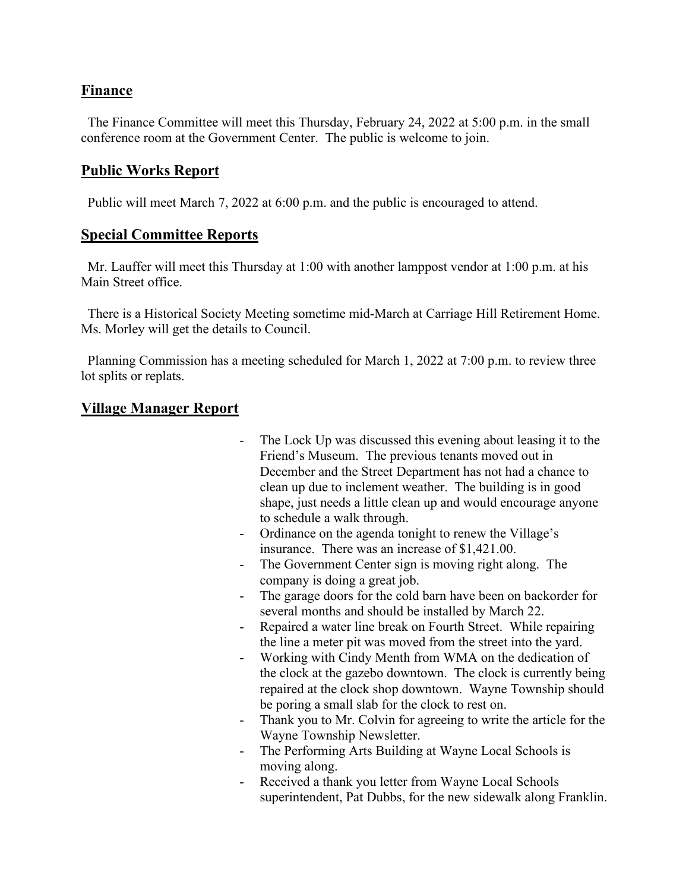## Finance

The Finance Committee will meet this Thursday, February 24, 2022 at 5:00 p.m. in the small conference room at the Government Center. The public is welcome to join.

## Public Works Report

Public will meet March 7, 2022 at 6:00 p.m. and the public is encouraged to attend.

## Special Committee Reports

Mr. Lauffer will meet this Thursday at 1:00 with another lamppost vendor at 1:00 p.m. at his Main Street office.

There is a Historical Society Meeting sometime mid-March at Carriage Hill Retirement Home. Ms. Morley will get the details to Council.

Planning Commission has a meeting scheduled for March 1, 2022 at 7:00 p.m. to review three lot splits or replats.

## Village Manager Report

- The Lock Up was discussed this evening about leasing it to the Friend's Museum. The previous tenants moved out in December and the Street Department has not had a chance to clean up due to inclement weather. The building is in good shape, just needs a little clean up and would encourage anyone to schedule a walk through.
- Ordinance on the agenda tonight to renew the Village's insurance. There was an increase of $1,421.00.
- The Government Center sign is moving right along. The company is doing a great job.
- The garage doors for the cold barn have been on backorder for several months and should be installed by March 22.
- Repaired a water line break on Fourth Street. While repairing the line a meter pit was moved from the street into the yard.
- Working with Cindy Menth from WMA on the dedication of the clock at the gazebo downtown. The clock is currently being repaired at the clock shop downtown. Wayne Township should be poring a small slab for the clock to rest on.
- Thank you to Mr. Colvin for agreeing to write the article for the Wayne Township Newsletter.
- The Performing Arts Building at Wayne Local Schools is moving along.
- Received a thank you letter from Wayne Local Schools superintendent, Pat Dubbs, for the new sidewalk along Franklin.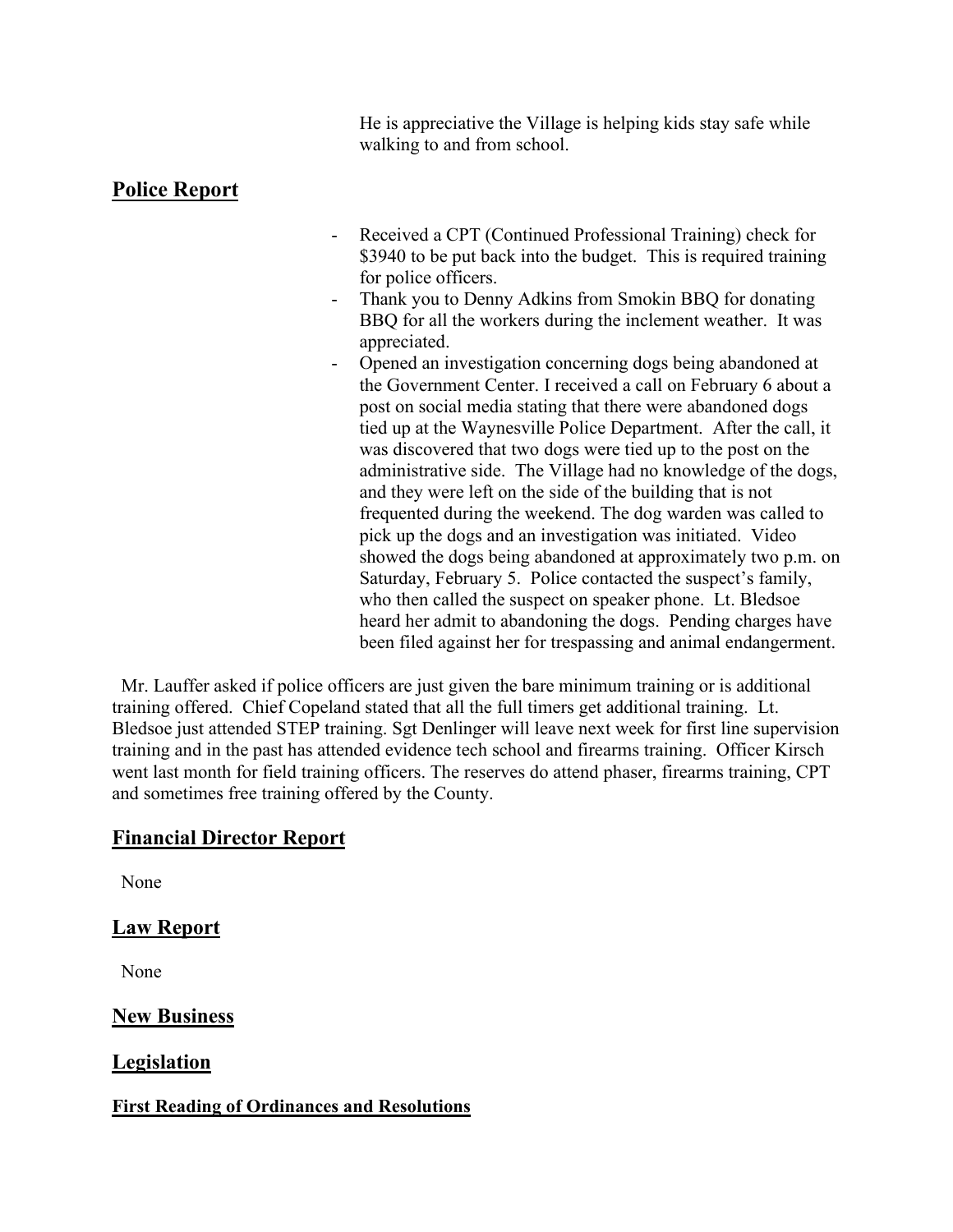He is appreciative the Village is helping kids stay safe while walking to and from school.

## Police Report

- Received a CPT (Continued Professional Training) check for $3940 to be put back into the budget. This is required training for police officers.
- Thank you to Denny Adkins from Smokin BBQ for donating BBQ for all the workers during the inclement weather. It was appreciated.
- Opened an investigation concerning dogs being abandoned at the Government Center. I received a call on February 6 about a post on social media stating that there were abandoned dogs tied up at the Waynesville Police Department. After the call, it was discovered that two dogs were tied up to the post on the administrative side. The Village had no knowledge of the dogs, and they were left on the side of the building that is not frequented during the weekend. The dog warden was called to pick up the dogs and an investigation was initiated. Video showed the dogs being abandoned at approximately two p.m. on Saturday, February 5. Police contacted the suspect's family, who then called the suspect on speaker phone. Lt. Bledsoe heard her admit to abandoning the dogs. Pending charges have been filed against her for trespassing and animal endangerment.

Mr. Lauffer asked if police officers are just given the bare minimum training or is additional training offered. Chief Copeland stated that all the full timers get additional training. Lt. Bledsoe just attended STEP training. Sgt Denlinger will leave next week for first line supervision training and in the past has attended evidence tech school and firearms training. Officer Kirsch went last month for field training officers. The reserves do attend phaser, firearms training, CPT and sometimes free training offered by the County.

## Financial Director Report

None

## Law Report

None

## New Business

## Legislation

### First Reading of Ordinances and Resolutions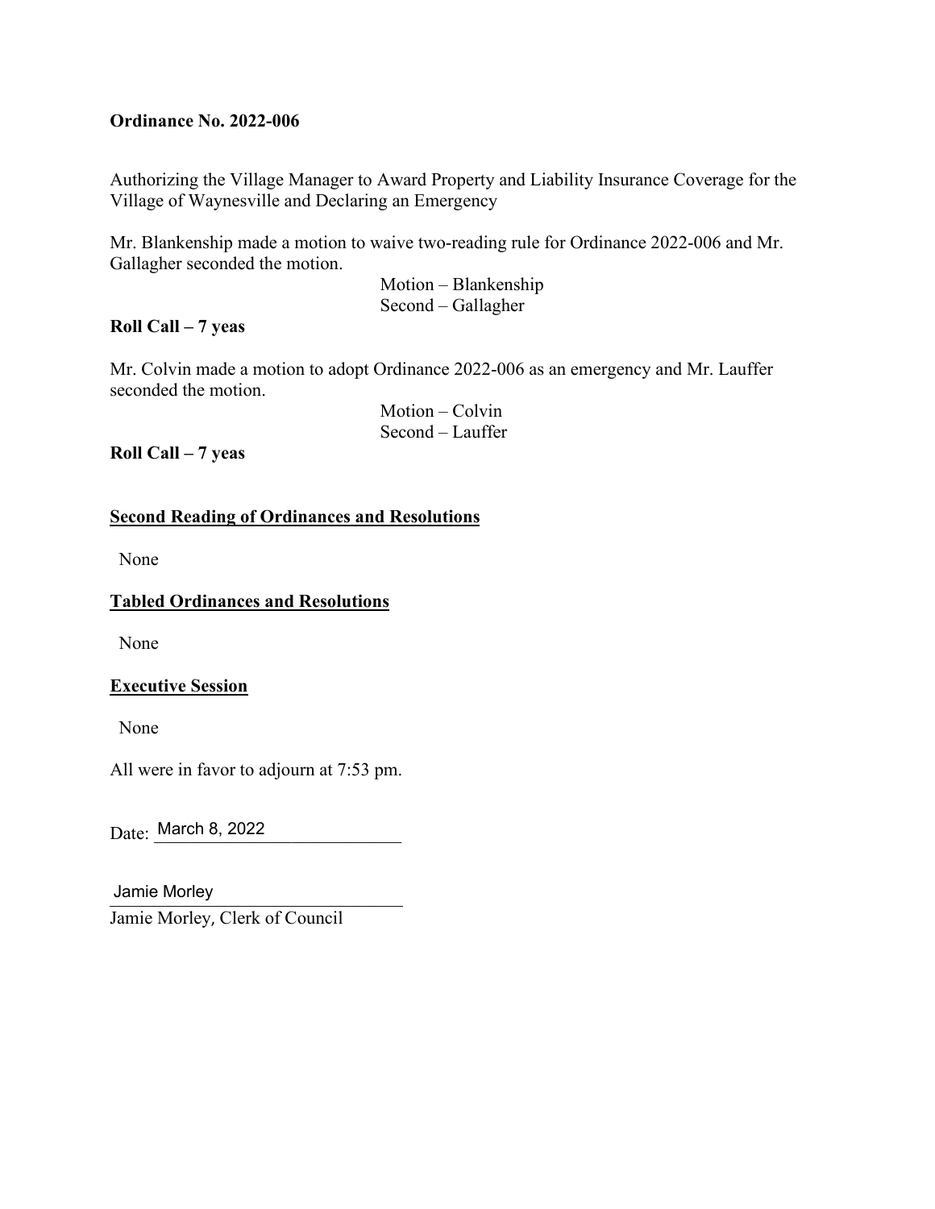**Ordinance No. 2022-006**

Authorizing the Village Manager to Award Property and Liability Insurance Coverage for the Village of Waynesville and Declaring an Emergency

Mr. Blankenship made a motion to waive two-reading rule for Ordinance 2022-006 and Mr. Gallagher seconded the motion.

Motion – Blankenship
Second – Gallagher

**Roll Call – 7 yeas**

Mr. Colvin made a motion to adopt Ordinance 2022-006 as an emergency and Mr. Lauffer seconded the motion.

Motion – Colvin
Second – Lauffer

**Roll Call – 7 yeas**

## Second Reading of Ordinances and Resolutions

None

## Tabled Ordinances and Resolutions

None

## Executive Session

None

All were in favor to adjourn at 7:53 pm.

Date: March 8, 2022

Jamie Morley
Jamie Morley, Clerk of Council